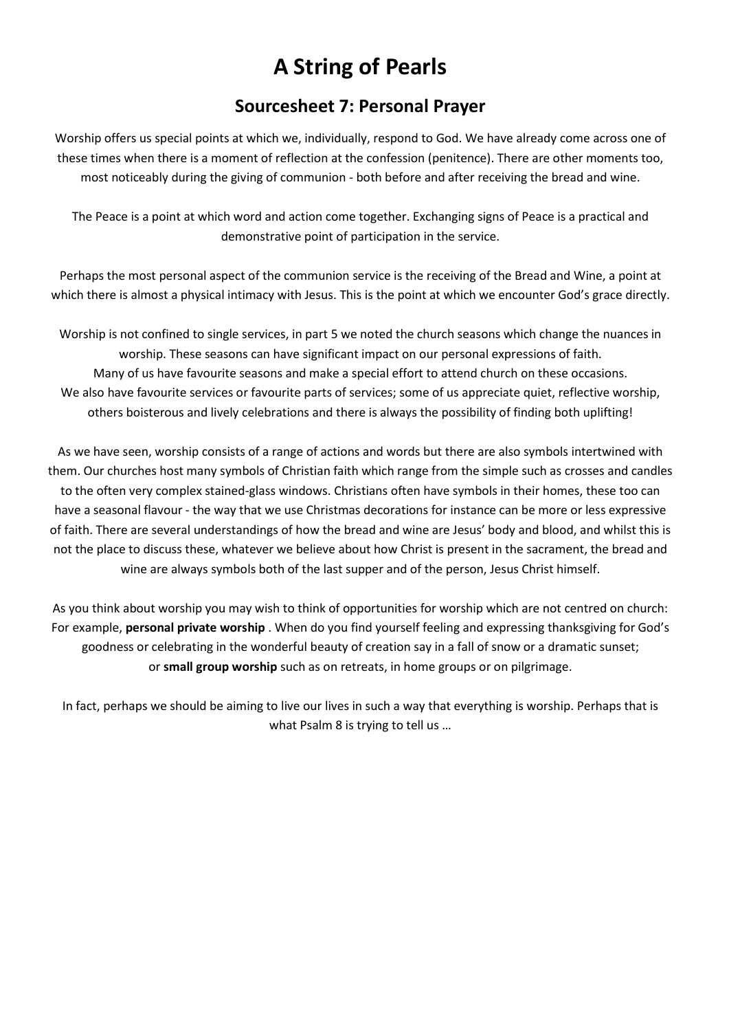# A String of Pearls

## Sourcesheet 7: Personal Prayer

Worship offers us special points at which we, individually, respond to God. We have already come across one of these times when there is a moment of reflection at the confession (penitence). There are other moments too, most noticeably during the giving of communion - both before and after receiving the bread and wine.

The Peace is a point at which word and action come together. Exchanging signs of Peace is a practical and demonstrative point of participation in the service.

Perhaps the most personal aspect of the communion service is the receiving of the Bread and Wine, a point at which there is almost a physical intimacy with Jesus. This is the point at which we encounter God's grace directly.

Worship is not confined to single services, in part 5 we noted the church seasons which change the nuances in worship. These seasons can have significant impact on our personal expressions of faith.
Many of us have favourite seasons and make a special effort to attend church on these occasions.
We also have favourite services or favourite parts of services; some of us appreciate quiet, reflective worship, others boisterous and lively celebrations and there is always the possibility of finding both uplifting!

As we have seen, worship consists of a range of actions and words but there are also symbols intertwined with them. Our churches host many symbols of Christian faith which range from the simple such as crosses and candles to the often very complex stained-glass windows. Christians often have symbols in their homes, these too can have a seasonal flavour - the way that we use Christmas decorations for instance can be more or less expressive of faith. There are several understandings of how the bread and wine are Jesus' body and blood, and whilst this is not the place to discuss these, whatever we believe about how Christ is present in the sacrament, the bread and wine are always symbols both of the last supper and of the person, Jesus Christ himself.

As you think about worship you may wish to think of opportunities for worship which are not centred on church: For example, **personal private worship** . When do you find yourself feeling and expressing thanksgiving for God's goodness or celebrating in the wonderful beauty of creation say in a fall of snow or a dramatic sunset;
or **small group worship** such as on retreats, in home groups or on pilgrimage.

In fact, perhaps we should be aiming to live our lives in such a way that everything is worship. Perhaps that is what Psalm 8 is trying to tell us …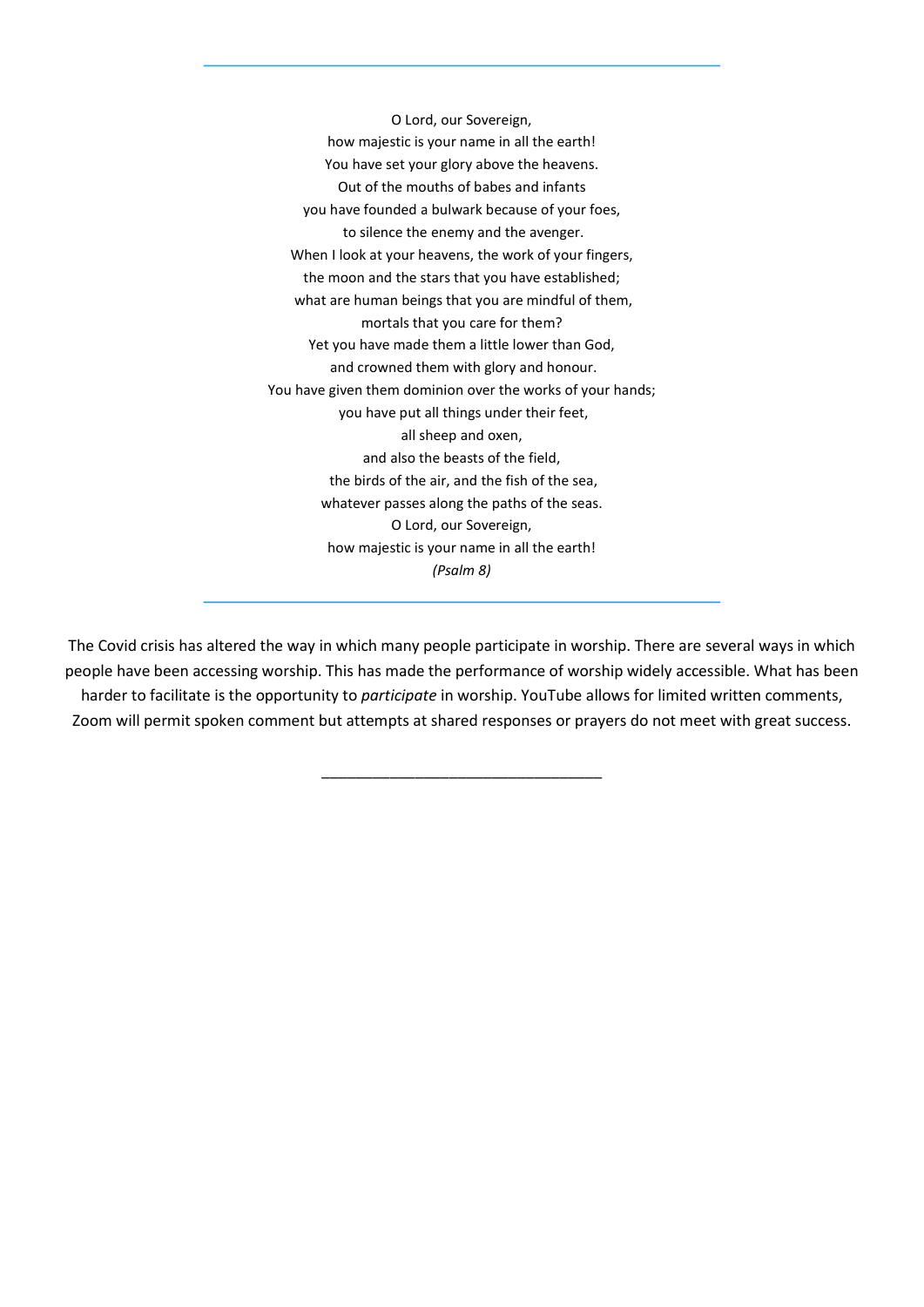---

O Lord, our Sovereign,
how majestic is your name in all the earth!
You have set your glory above the heavens.
Out of the mouths of babes and infants
you have founded a bulwark because of your foes,
to silence the enemy and the avenger.
When I look at your heavens, the work of your fingers,
the moon and the stars that you have established;
what are human beings that you are mindful of them,
mortals that you care for them?
Yet you have made them a little lower than God,
and crowned them with glory and honour.
You have given them dominion over the works of your hands;
you have put all things under their feet,
all sheep and oxen,
and also the beasts of the field,
the birds of the air, and the fish of the sea,
whatever passes along the paths of the seas.
O Lord, our Sovereign,
how majestic is your name in all the earth!
*(Psalm 8)*

---

The Covid crisis has altered the way in which many people participate in worship. There are several ways in which people have been accessing worship. This has made the performance of worship widely accessible. What has been harder to facilitate is the opportunity to *participate* in worship. YouTube allows for limited written comments, Zoom will permit spoken comment but attempts at shared responses or prayers do not meet with great success.

---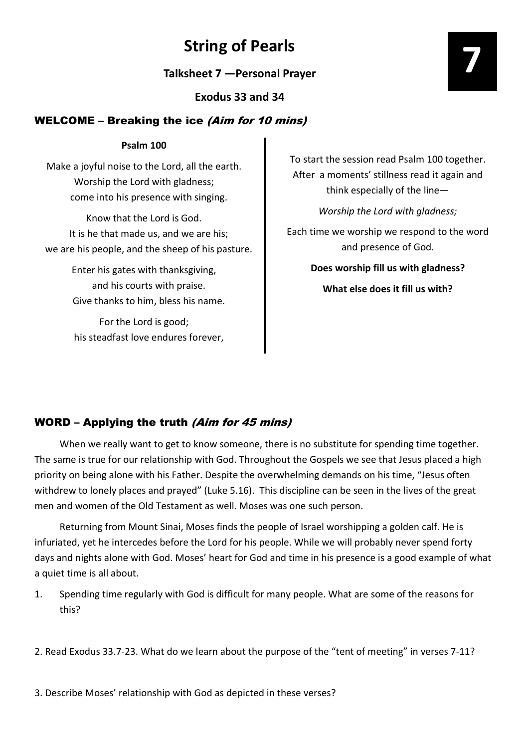# String of Pearls

**Talksheet 7 —Personal Prayer**

**Exodus 33 and 34**

7

## WELCOME – Breaking the ice *(Aim for 10 mins)*

**Psalm 100**

Make a joyful noise to the Lord, all the earth.
Worship the Lord with gladness;
come into his presence with singing.

Know that the Lord is God.
It is he that made us, and we are his;
we are his people, and the sheep of his pasture.

Enter his gates with thanksgiving,
and his courts with praise.
Give thanks to him, bless his name.

For the Lord is good;
his steadfast love endures forever,

To start the session read Psalm 100 together. After a moments' stillness read it again and think especially of the line—

*Worship the Lord with gladness;*

Each time we worship we respond to the word and presence of God.

**Does worship fill us with gladness?**

**What else does it fill us with?**

## WORD – Applying the truth *(Aim for 45 mins)*

When we really want to get to know someone, there is no substitute for spending time together. The same is true for our relationship with God. Throughout the Gospels we see that Jesus placed a high priority on being alone with his Father. Despite the overwhelming demands on his time, "Jesus often withdrew to lonely places and prayed" (Luke 5.16). This discipline can be seen in the lives of the great men and women of the Old Testament as well. Moses was one such person.

Returning from Mount Sinai, Moses finds the people of Israel worshipping a golden calf. He is infuriated, yet he intercedes before the Lord for his people. While we will probably never spend forty days and nights alone with God. Moses' heart for God and time in his presence is a good example of what a quiet time is all about.

1. Spending time regularly with God is difficult for many people. What are some of the reasons for this?

2. Read Exodus 33.7-23. What do we learn about the purpose of the "tent of meeting" in verses 7-11?

3. Describe Moses' relationship with God as depicted in these verses?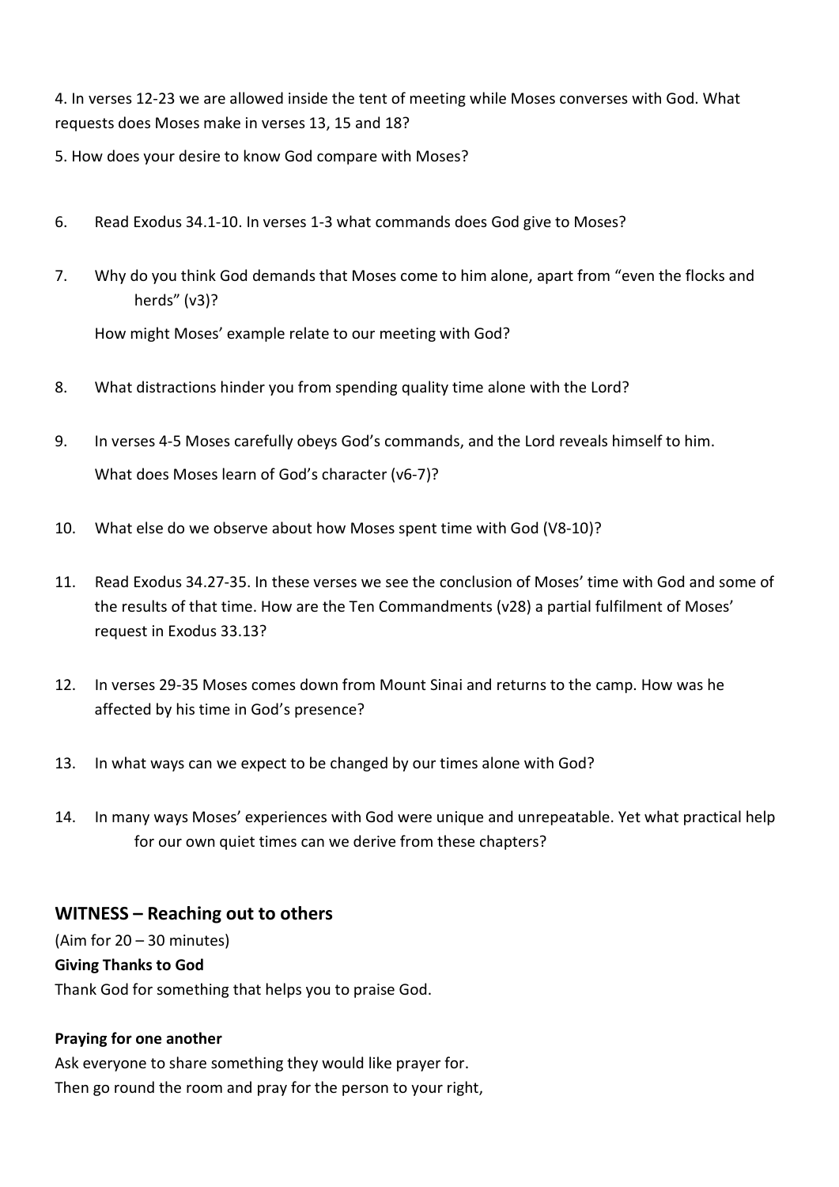4. In verses 12-23 we are allowed inside the tent of meeting while Moses converses with God. What requests does Moses make in verses 13, 15 and 18?

5. How does your desire to know God compare with Moses?

6. Read Exodus 34.1-10. In verses 1-3 what commands does God give to Moses?

7. Why do you think God demands that Moses come to him alone, apart from "even the flocks and herds" (v3)?

   How might Moses' example relate to our meeting with God?

8. What distractions hinder you from spending quality time alone with the Lord?

9. In verses 4-5 Moses carefully obeys God's commands, and the Lord reveals himself to him.

   What does Moses learn of God's character (v6-7)?

10. What else do we observe about how Moses spent time with God (V8-10)?

11. Read Exodus 34.27-35. In these verses we see the conclusion of Moses' time with God and some of the results of that time. How are the Ten Commandments (v28) a partial fulfilment of Moses' request in Exodus 33.13?

12. In verses 29-35 Moses comes down from Mount Sinai and returns to the camp. How was he affected by his time in God's presence?

13. In what ways can we expect to be changed by our times alone with God?

14. In many ways Moses' experiences with God were unique and unrepeatable. Yet what practical help for our own quiet times can we derive from these chapters?

## WITNESS – Reaching out to others

(Aim for 20 – 30 minutes)

**Giving Thanks to God**

Thank God for something that helps you to praise God.

**Praying for one another**

Ask everyone to share something they would like prayer for.
Then go round the room and pray for the person to your right,